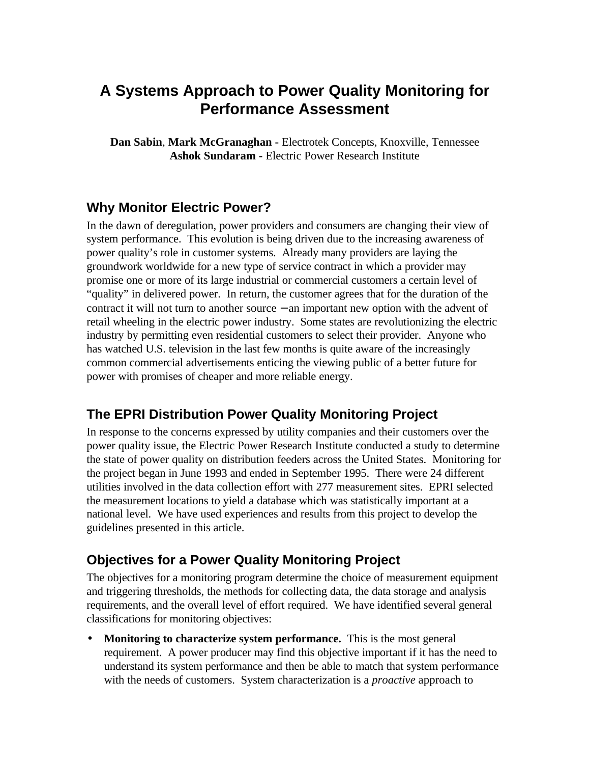# A Systems Approach to Power Quality Monitoring for Performance Assessment

**Dan Sabin**, **Mark McGranaghan -** Electrotek Concepts, Knoxville, Tennessee
**Ashok Sundaram -** Electric Power Research Institute

## Why Monitor Electric Power?

In the dawn of deregulation, power providers and consumers are changing their view of system performance. This evolution is being driven due to the increasing awareness of power quality's role in customer systems. Already many providers are laying the groundwork worldwide for a new type of service contract in which a provider may promise one or more of its large industrial or commercial customers a certain level of "quality" in delivered power. In return, the customer agrees that for the duration of the contract it will not turn to another source – an important new option with the advent of retail wheeling in the electric power industry. Some states are revolutionizing the electric industry by permitting even residential customers to select their provider. Anyone who has watched U.S. television in the last few months is quite aware of the increasingly common commercial advertisements enticing the viewing public of a better future for power with promises of cheaper and more reliable energy.

## The EPRI Distribution Power Quality Monitoring Project

In response to the concerns expressed by utility companies and their customers over the power quality issue, the Electric Power Research Institute conducted a study to determine the state of power quality on distribution feeders across the United States. Monitoring for the project began in June 1993 and ended in September 1995. There were 24 different utilities involved in the data collection effort with 277 measurement sites. EPRI selected the measurement locations to yield a database which was statistically important at a national level. We have used experiences and results from this project to develop the guidelines presented in this article.

## Objectives for a Power Quality Monitoring Project

The objectives for a monitoring program determine the choice of measurement equipment and triggering thresholds, the methods for collecting data, the data storage and analysis requirements, and the overall level of effort required. We have identified several general classifications for monitoring objectives:

- **Monitoring to characterize system performance.** This is the most general requirement. A power producer may find this objective important if it has the need to understand its system performance and then be able to match that system performance with the needs of customers. System characterization is a *proactive* approach to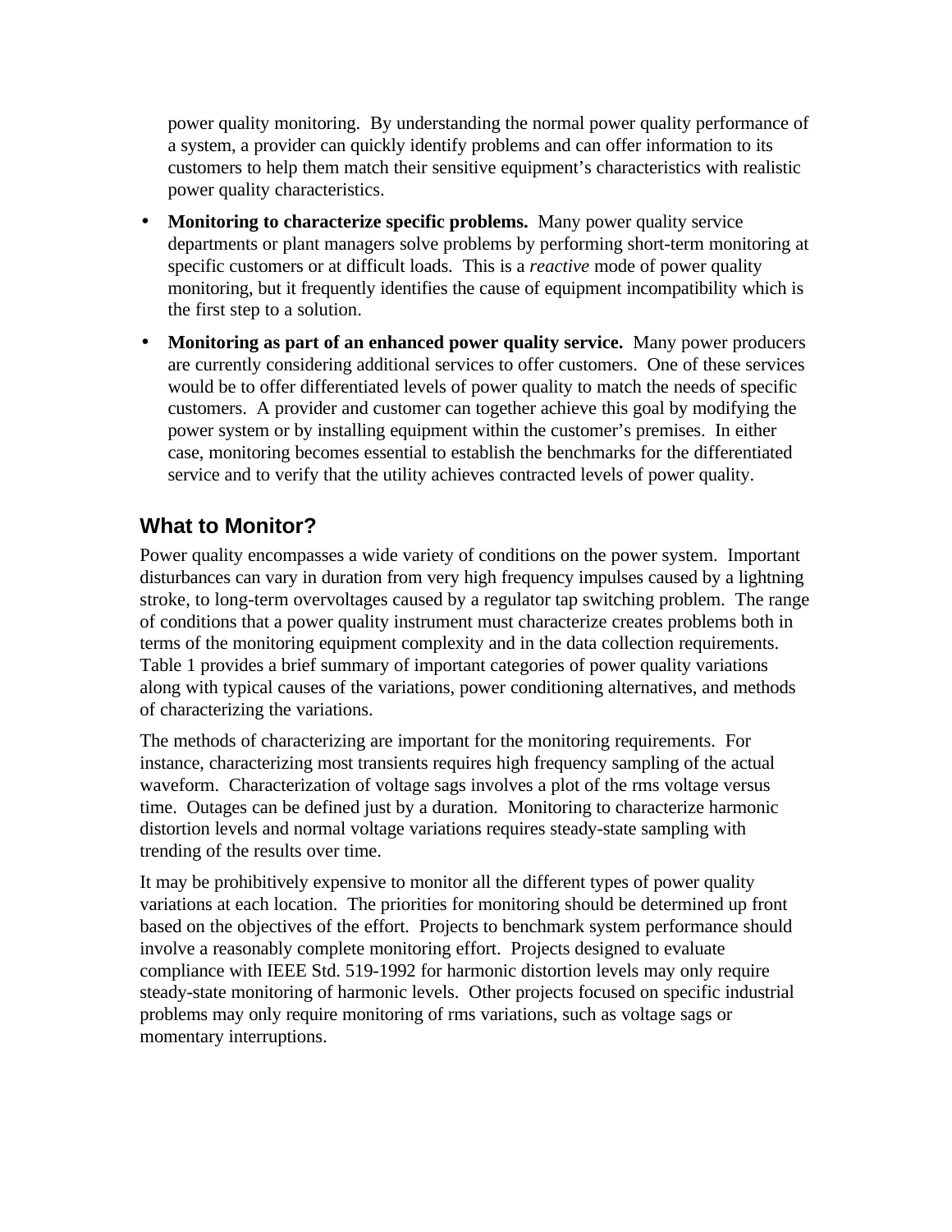power quality monitoring. By understanding the normal power quality performance of a system, a provider can quickly identify problems and can offer information to its customers to help them match their sensitive equipment's characteristics with realistic power quality characteristics.

- **Monitoring to characterize specific problems.** Many power quality service departments or plant managers solve problems by performing short-term monitoring at specific customers or at difficult loads. This is a *reactive* mode of power quality monitoring, but it frequently identifies the cause of equipment incompatibility which is the first step to a solution.
- **Monitoring as part of an enhanced power quality service.** Many power producers are currently considering additional services to offer customers. One of these services would be to offer differentiated levels of power quality to match the needs of specific customers. A provider and customer can together achieve this goal by modifying the power system or by installing equipment within the customer's premises. In either case, monitoring becomes essential to establish the benchmarks for the differentiated service and to verify that the utility achieves contracted levels of power quality.

## What to Monitor?

Power quality encompasses a wide variety of conditions on the power system. Important disturbances can vary in duration from very high frequency impulses caused by a lightning stroke, to long-term overvoltages caused by a regulator tap switching problem. The range of conditions that a power quality instrument must characterize creates problems both in terms of the monitoring equipment complexity and in the data collection requirements. Table 1 provides a brief summary of important categories of power quality variations along with typical causes of the variations, power conditioning alternatives, and methods of characterizing the variations.

The methods of characterizing are important for the monitoring requirements. For instance, characterizing most transients requires high frequency sampling of the actual waveform. Characterization of voltage sags involves a plot of the rms voltage versus time. Outages can be defined just by a duration. Monitoring to characterize harmonic distortion levels and normal voltage variations requires steady-state sampling with trending of the results over time.

It may be prohibitively expensive to monitor all the different types of power quality variations at each location. The priorities for monitoring should be determined up front based on the objectives of the effort. Projects to benchmark system performance should involve a reasonably complete monitoring effort. Projects designed to evaluate compliance with IEEE Std. 519-1992 for harmonic distortion levels may only require steady-state monitoring of harmonic levels. Other projects focused on specific industrial problems may only require monitoring of rms variations, such as voltage sags or momentary interruptions.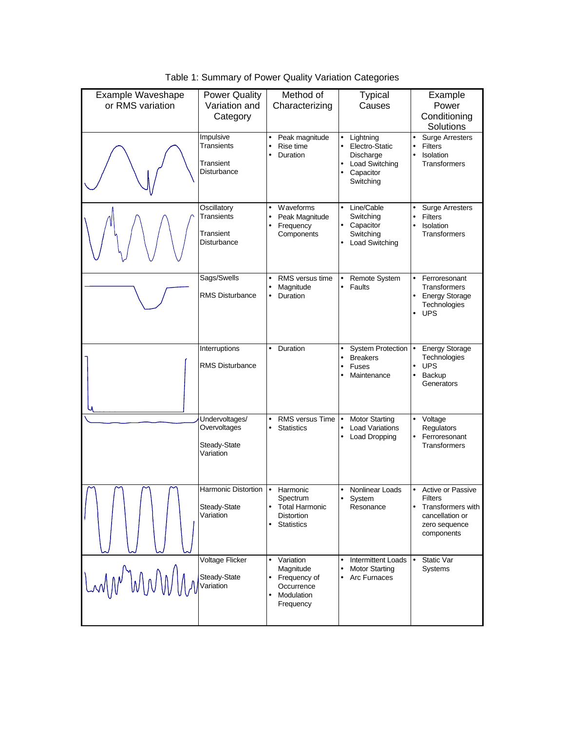Table 1: Summary of Power Quality Variation Categories

| Example Waveshape or RMS variation | Power Quality Variation and Category | Method of Characterizing | Typical Causes | Example Power Conditioning Solutions |
|---|---|---|---|---|
| | Impulsive Transients<br><br>Transient Disturbance | • Peak magnitude<br>• Rise time<br>• Duration | • Lightning<br>• Electro-Static Discharge<br>• Load Switching<br>• Capacitor Switching | • Surge Arresters<br>• Filters<br>• Isolation Transformers |
| | Oscillatory Transients<br><br>Transient Disturbance | • Waveforms<br>• Peak Magnitude<br>• Frequency Components | • Line/Cable Switching<br>• Capacitor Switching<br>• Load Switching | • Surge Arresters<br>• Filters<br>• Isolation Transformers |
| | Sags/Swells<br><br>RMS Disturbance | • RMS versus time<br>• Magnitude<br>• Duration | • Remote System Faults | • Ferroresonant Transformers<br>• Energy Storage Technologies<br>• UPS |
| | Interruptions<br><br>RMS Disturbance | • Duration | • System Protection<br>• Breakers<br>• Fuses<br>• Maintenance | • Energy Storage Technologies<br>• UPS<br>• Backup Generators |
| | Undervoltages/ Overvoltages<br><br>Steady-State Variation | • RMS versus Time<br>• Statistics | • Motor Starting<br>• Load Variations<br>• Load Dropping | • Voltage Regulators<br>• Ferroresonant Transformers |
| | Harmonic Distortion<br><br>Steady-State Variation | • Harmonic Spectrum<br>• Total Harmonic Distortion<br>• Statistics | • Nonlinear Loads<br>• System Resonance | • Active or Passive Filters<br>• Transformers with cancellation or zero sequence components |
| | Voltage Flicker<br><br>Steady-State Variation | • Variation Magnitude<br>• Frequency of Occurrence<br>• Modulation Frequency | • Intermittent Loads<br>• Motor Starting<br>• Arc Furnaces | • Static Var Systems |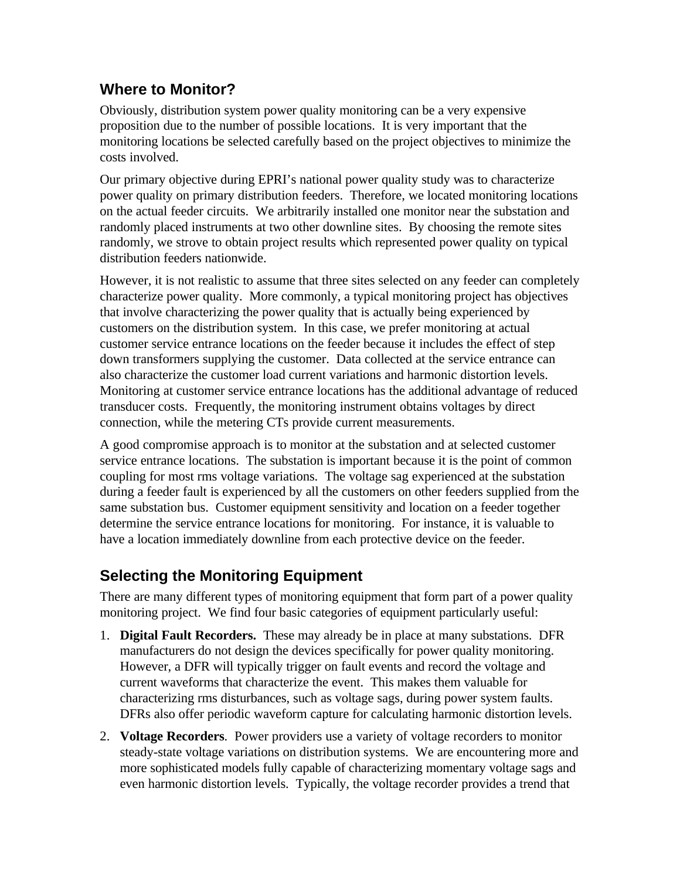## Where to Monitor?

Obviously, distribution system power quality monitoring can be a very expensive proposition due to the number of possible locations. It is very important that the monitoring locations be selected carefully based on the project objectives to minimize the costs involved.

Our primary objective during EPRI's national power quality study was to characterize power quality on primary distribution feeders. Therefore, we located monitoring locations on the actual feeder circuits. We arbitrarily installed one monitor near the substation and randomly placed instruments at two other downline sites. By choosing the remote sites randomly, we strove to obtain project results which represented power quality on typical distribution feeders nationwide.

However, it is not realistic to assume that three sites selected on any feeder can completely characterize power quality. More commonly, a typical monitoring project has objectives that involve characterizing the power quality that is actually being experienced by customers on the distribution system. In this case, we prefer monitoring at actual customer service entrance locations on the feeder because it includes the effect of step down transformers supplying the customer. Data collected at the service entrance can also characterize the customer load current variations and harmonic distortion levels. Monitoring at customer service entrance locations has the additional advantage of reduced transducer costs. Frequently, the monitoring instrument obtains voltages by direct connection, while the metering CTs provide current measurements.

A good compromise approach is to monitor at the substation and at selected customer service entrance locations. The substation is important because it is the point of common coupling for most rms voltage variations. The voltage sag experienced at the substation during a feeder fault is experienced by all the customers on other feeders supplied from the same substation bus. Customer equipment sensitivity and location on a feeder together determine the service entrance locations for monitoring. For instance, it is valuable to have a location immediately downline from each protective device on the feeder.

## Selecting the Monitoring Equipment

There are many different types of monitoring equipment that form part of a power quality monitoring project. We find four basic categories of equipment particularly useful:

1. **Digital Fault Recorders.** These may already be in place at many substations. DFR manufacturers do not design the devices specifically for power quality monitoring. However, a DFR will typically trigger on fault events and record the voltage and current waveforms that characterize the event. This makes them valuable for characterizing rms disturbances, such as voltage sags, during power system faults. DFRs also offer periodic waveform capture for calculating harmonic distortion levels.

2. **Voltage Recorders**. Power providers use a variety of voltage recorders to monitor steady-state voltage variations on distribution systems. We are encountering more and more sophisticated models fully capable of characterizing momentary voltage sags and even harmonic distortion levels. Typically, the voltage recorder provides a trend that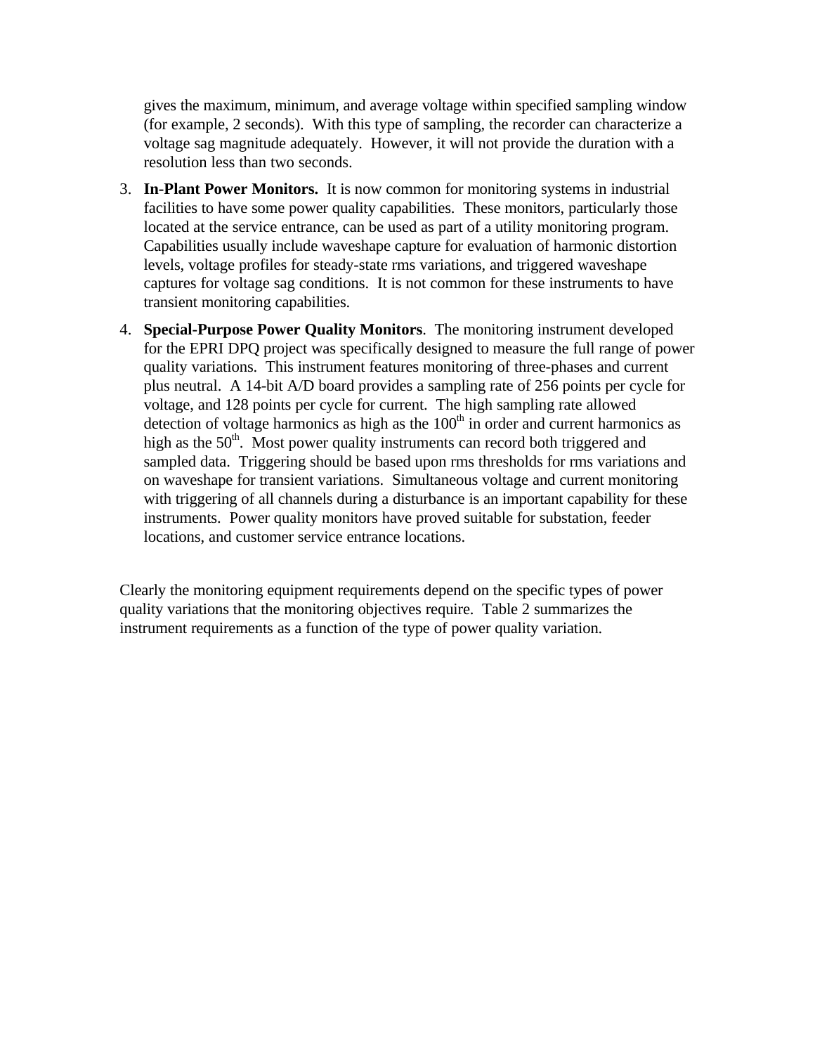gives the maximum, minimum, and average voltage within specified sampling window (for example, 2 seconds). With this type of sampling, the recorder can characterize a voltage sag magnitude adequately. However, it will not provide the duration with a resolution less than two seconds.

3. **In-Plant Power Monitors.** It is now common for monitoring systems in industrial facilities to have some power quality capabilities. These monitors, particularly those located at the service entrance, can be used as part of a utility monitoring program. Capabilities usually include waveshape capture for evaluation of harmonic distortion levels, voltage profiles for steady-state rms variations, and triggered waveshape captures for voltage sag conditions. It is not common for these instruments to have transient monitoring capabilities.

4. **Special-Purpose Power Quality Monitors**. The monitoring instrument developed for the EPRI DPQ project was specifically designed to measure the full range of power quality variations. This instrument features monitoring of three-phases and current plus neutral. A 14-bit A/D board provides a sampling rate of 256 points per cycle for voltage, and 128 points per cycle for current. The high sampling rate allowed detection of voltage harmonics as high as the $100^{th}$ in order and current harmonics as high as the $50^{th}$. Most power quality instruments can record both triggered and sampled data. Triggering should be based upon rms thresholds for rms variations and on waveshape for transient variations. Simultaneous voltage and current monitoring with triggering of all channels during a disturbance is an important capability for these instruments. Power quality monitors have proved suitable for substation, feeder locations, and customer service entrance locations.

Clearly the monitoring equipment requirements depend on the specific types of power quality variations that the monitoring objectives require. Table 2 summarizes the instrument requirements as a function of the type of power quality variation.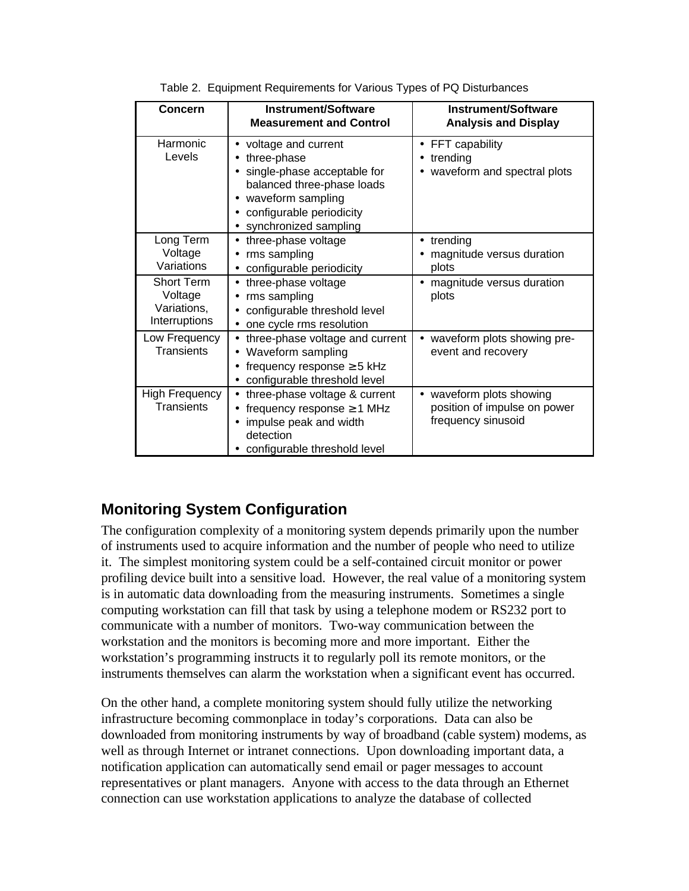Table 2. Equipment Requirements for Various Types of PQ Disturbances

| Concern | Instrument/Software Measurement and Control | Instrument/Software Analysis and Display |
|---|---|---|
| Harmonic Levels | • voltage and current<br>• three-phase<br>• single-phase acceptable for balanced three-phase loads<br>• waveform sampling<br>• configurable periodicity<br>• synchronized sampling | • FFT capability<br>• trending<br>• waveform and spectral plots |
| Long Term Voltage Variations | • three-phase voltage<br>• rms sampling<br>• configurable periodicity | • trending<br>• magnitude versus duration plots |
| Short Term Voltage Variations, Interruptions | • three-phase voltage<br>• rms sampling<br>• configurable threshold level<br>• one cycle rms resolution | • magnitude versus duration plots |
| Low Frequency Transients | • three-phase voltage and current<br>• Waveform sampling<br>• frequency response ≥ 5 kHz<br>• configurable threshold level | • waveform plots showing pre-event and recovery |
| High Frequency Transients | • three-phase voltage & current<br>• frequency response ≥ 1 MHz<br>• impulse peak and width detection<br>• configurable threshold level | • waveform plots showing position of impulse on power frequency sinusoid |

## Monitoring System Configuration

The configuration complexity of a monitoring system depends primarily upon the number of instruments used to acquire information and the number of people who need to utilize it. The simplest monitoring system could be a self-contained circuit monitor or power profiling device built into a sensitive load. However, the real value of a monitoring system is in automatic data downloading from the measuring instruments. Sometimes a single computing workstation can fill that task by using a telephone modem or RS232 port to communicate with a number of monitors. Two-way communication between the workstation and the monitors is becoming more and more important. Either the workstation's programming instructs it to regularly poll its remote monitors, or the instruments themselves can alarm the workstation when a significant event has occurred.

On the other hand, a complete monitoring system should fully utilize the networking infrastructure becoming commonplace in today's corporations. Data can also be downloaded from monitoring instruments by way of broadband (cable system) modems, as well as through Internet or intranet connections. Upon downloading important data, a notification application can automatically send email or pager messages to account representatives or plant managers. Anyone with access to the data through an Ethernet connection can use workstation applications to analyze the database of collected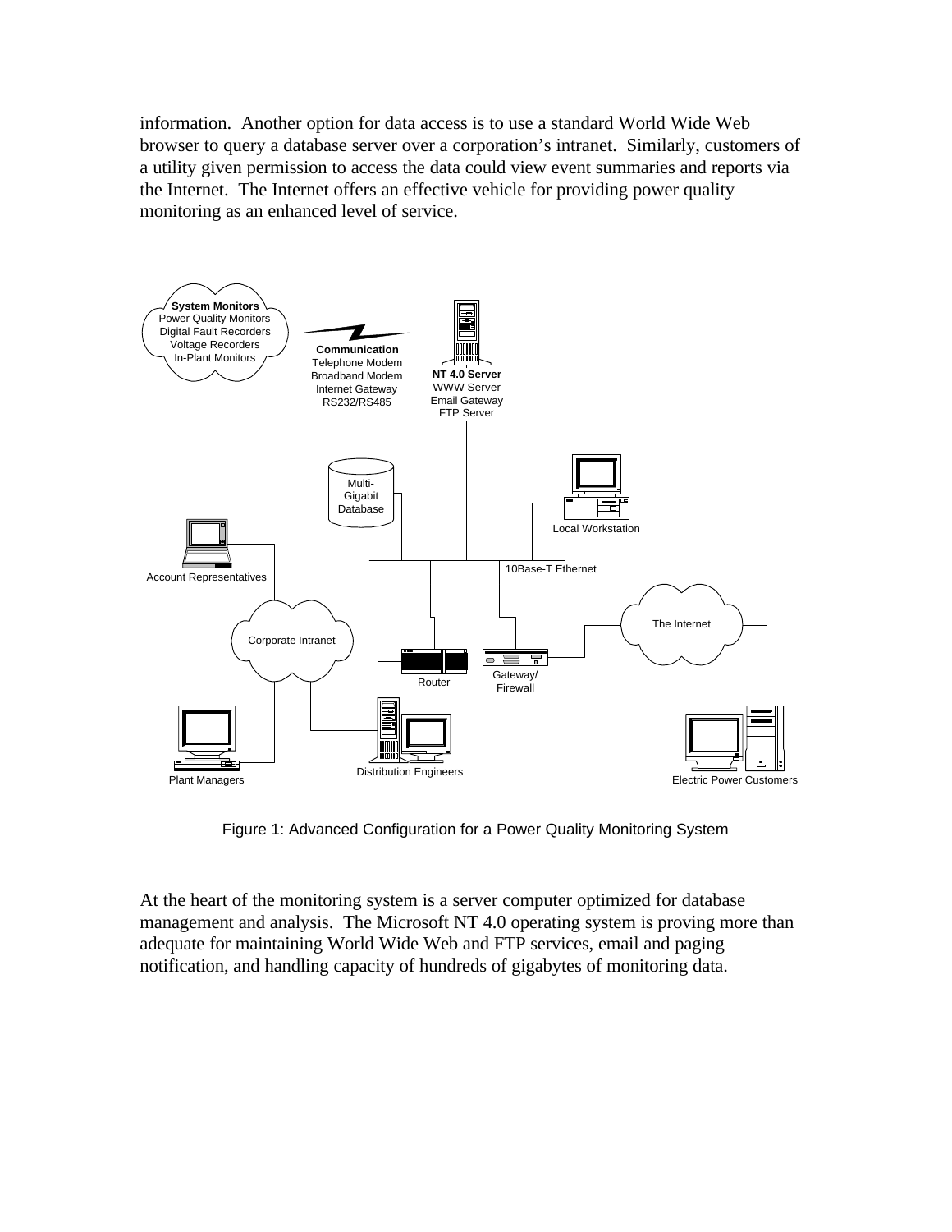information. Another option for data access is to use a standard World Wide Web browser to query a database server over a corporation's intranet. Similarly, customers of a utility given permission to access the data could view event summaries and reports via the Internet. The Internet offers an effective vehicle for providing power quality monitoring as an enhanced level of service.

Figure 1: Advanced Configuration for a Power Quality Monitoring System

At the heart of the monitoring system is a server computer optimized for database management and analysis. The Microsoft NT 4.0 operating system is proving more than adequate for maintaining World Wide Web and FTP services, email and paging notification, and handling capacity of hundreds of gigabytes of monitoring data.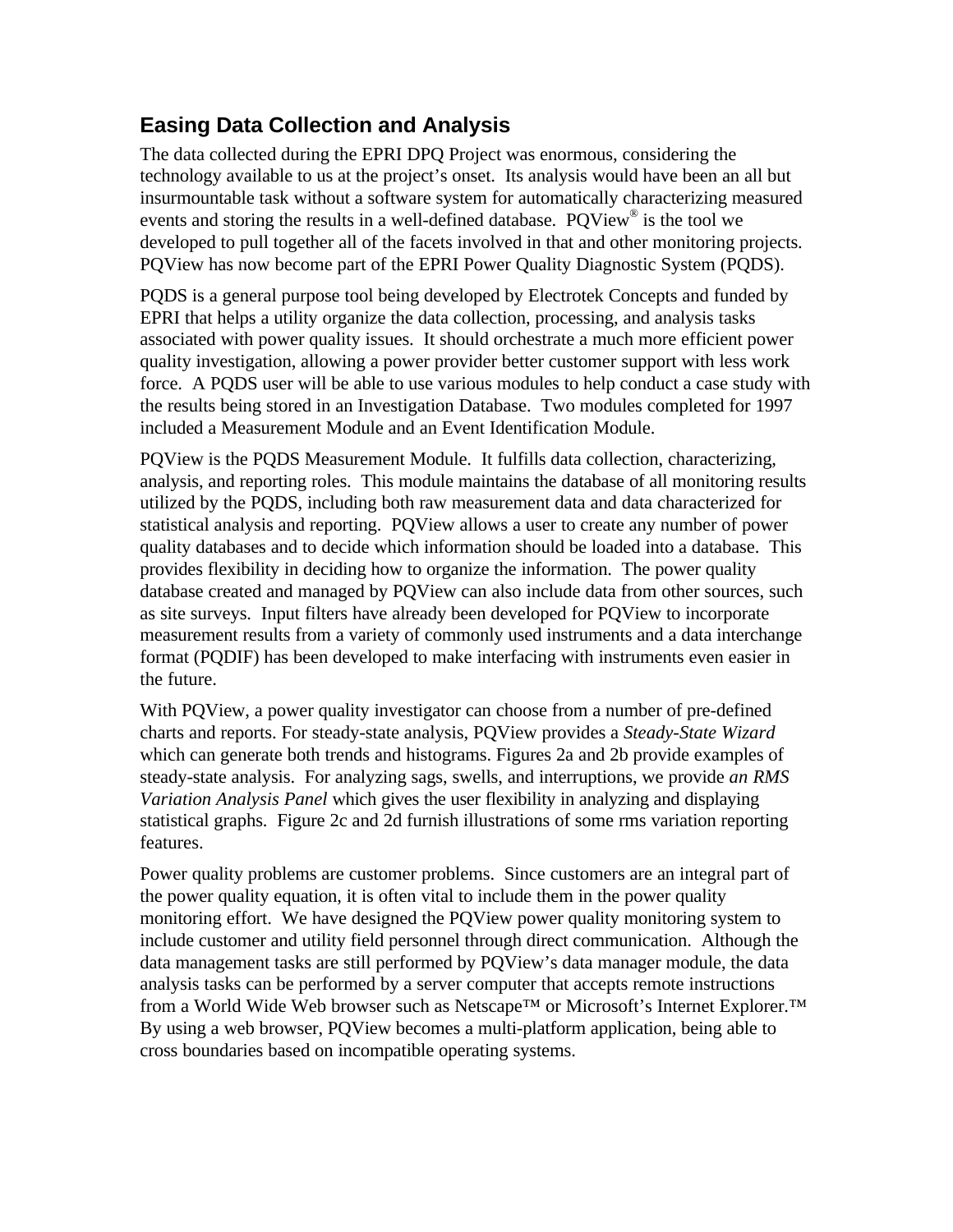## Easing Data Collection and Analysis

The data collected during the EPRI DPQ Project was enormous, considering the technology available to us at the project's onset. Its analysis would have been an all but insurmountable task without a software system for automatically characterizing measured events and storing the results in a well-defined database. PQView® is the tool we developed to pull together all of the facets involved in that and other monitoring projects. PQView has now become part of the EPRI Power Quality Diagnostic System (PQDS).

PQDS is a general purpose tool being developed by Electrotek Concepts and funded by EPRI that helps a utility organize the data collection, processing, and analysis tasks associated with power quality issues. It should orchestrate a much more efficient power quality investigation, allowing a power provider better customer support with less work force. A PQDS user will be able to use various modules to help conduct a case study with the results being stored in an Investigation Database. Two modules completed for 1997 included a Measurement Module and an Event Identification Module.

PQView is the PQDS Measurement Module. It fulfills data collection, characterizing, analysis, and reporting roles. This module maintains the database of all monitoring results utilized by the PQDS, including both raw measurement data and data characterized for statistical analysis and reporting. PQView allows a user to create any number of power quality databases and to decide which information should be loaded into a database. This provides flexibility in deciding how to organize the information. The power quality database created and managed by PQView can also include data from other sources, such as site surveys. Input filters have already been developed for PQView to incorporate measurement results from a variety of commonly used instruments and a data interchange format (PQDIF) has been developed to make interfacing with instruments even easier in the future.

With PQView, a power quality investigator can choose from a number of pre-defined charts and reports. For steady-state analysis, PQView provides a *Steady-State Wizard* which can generate both trends and histograms. Figures 2a and 2b provide examples of steady-state analysis. For analyzing sags, swells, and interruptions, we provide *an RMS Variation Analysis Panel* which gives the user flexibility in analyzing and displaying statistical graphs. Figure 2c and 2d furnish illustrations of some rms variation reporting features.

Power quality problems are customer problems. Since customers are an integral part of the power quality equation, it is often vital to include them in the power quality monitoring effort. We have designed the PQView power quality monitoring system to include customer and utility field personnel through direct communication. Although the data management tasks are still performed by PQView's data manager module, the data analysis tasks can be performed by a server computer that accepts remote instructions from a World Wide Web browser such as Netscape™ or Microsoft's Internet Explorer.™ By using a web browser, PQView becomes a multi-platform application, being able to cross boundaries based on incompatible operating systems.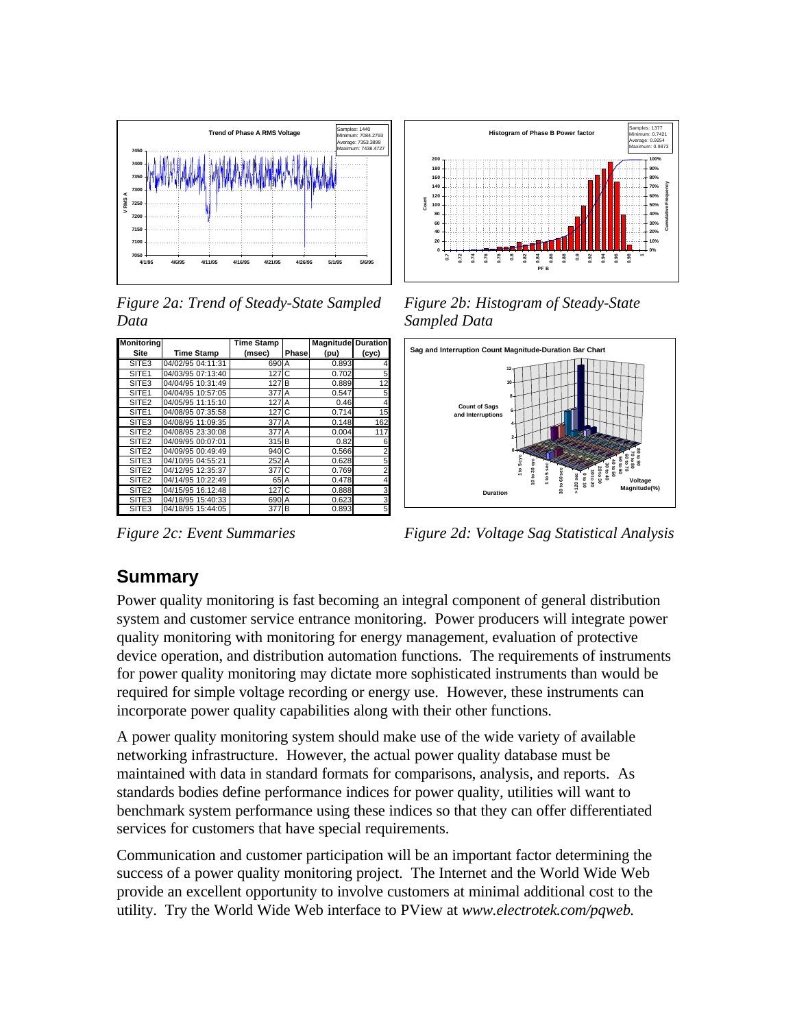Trend of Phase A RMS Voltage

Samples: 1440
Minimum: 7084.2793
Average: 7353.3899
Maximum: 7438.4727

V RMS A

7450
7400
7350
7300
7250
7200
7150
7100
7050

4/1/95 4/6/95 4/11/95 4/16/95 4/21/95 4/26/95 5/1/95 5/6/95

*Figure 2a: Trend of Steady-State Sampled Data*

Histogram of Phase B Power factor

Samples: 1377
Minimum: 0.7421
Average: 0.9254
Maximum: 0.9873

Count

Cumulative Frequency

200
180
160
140
120
100
80
60
40
20
0

100%
90%
80%
70%
60%
50%
40%
30%
20%
10%
0%

0.7 0.72 0.74 0.76 0.78 0.8 0.82 0.84 0.86 0.88 0.9 0.92 0.94 0.96 0.98 1

PF B

*Figure 2b: Histogram of Steady-State Sampled Data*

| Monitoring Site | Time Stamp | Time Stamp (msec) | Phase | Magnitude (pu) | Duration (cyc) |
|---|---|---|---|---|---|
| SITE3 | 04/02/95 04:11:31 | 690 | A | 0.893 | 4 |
| SITE1 | 04/03/95 07:13:40 | 127 | C | 0.702 | 5 |
| SITE3 | 04/04/95 10:31:49 | 127 | B | 0.889 | 12 |
| SITE1 | 04/04/95 10:57:05 | 377 | A | 0.547 | 5 |
| SITE2 | 04/05/95 11:15:10 | 127 | A | 0.46 | 4 |
| SITE1 | 04/08/95 07:35:58 | 127 | C | 0.714 | 15 |
| SITE3 | 04/08/95 11:09:35 | 377 | A | 0.148 | 162 |
| SITE2 | 04/08/95 23:30:08 | 377 | A | 0.004 | 117 |
| SITE2 | 04/09/95 00:07:01 | 315 | B | 0.82 | 6 |
| SITE2 | 04/09/95 00:49:49 | 940 | C | 0.566 | 2 |
| SITE3 | 04/10/95 04:55:21 | 252 | A | 0.628 | 5 |
| SITE2 | 04/12/95 12:35:37 | 377 | C | 0.769 | 2 |
| SITE2 | 04/14/95 10:22:49 | 65 | A | 0.478 | 4 |
| SITE2 | 04/15/95 16:12:48 | 127 | C | 0.888 | 3 |
| SITE3 | 04/18/95 15:40:33 | 690 | A | 0.623 | 3 |
| SITE3 | 04/18/95 15:44:05 | 377 | B | 0.893 | 5 |

*Figure 2c: Event Summaries*

Sag and Interruption Count Magnitude-Duration Bar Chart

Count of Sags and Interruptions

12
10
8
6
4
2
0

Duration

1 to 5 cyc
10 to 30 cyc
1 to 5 sec
30 to 60 sec
> 120 sec

Voltage Magnitude(%)

0 to 10
10 to 20
20 to 30
30 to 40
40 to 50
50 to 60
60 to 70
70 to 80
80 to 90

*Figure 2d: Voltage Sag Statistical Analysis*

## Summary

Power quality monitoring is fast becoming an integral component of general distribution system and customer service entrance monitoring. Power producers will integrate power quality monitoring with monitoring for energy management, evaluation of protective device operation, and distribution automation functions. The requirements of instruments for power quality monitoring may dictate more sophisticated instruments than would be required for simple voltage recording or energy use. However, these instruments can incorporate power quality capabilities along with their other functions.

A power quality monitoring system should make use of the wide variety of available networking infrastructure. However, the actual power quality database must be maintained with data in standard formats for comparisons, analysis, and reports. As standards bodies define performance indices for power quality, utilities will want to benchmark system performance using these indices so that they can offer differentiated services for customers that have special requirements.

Communication and customer participation will be an important factor determining the success of a power quality monitoring project. The Internet and the World Wide Web provide an excellent opportunity to involve customers at minimal additional cost to the utility. Try the World Wide Web interface to PView at *www.electrotek.com/pqweb.*